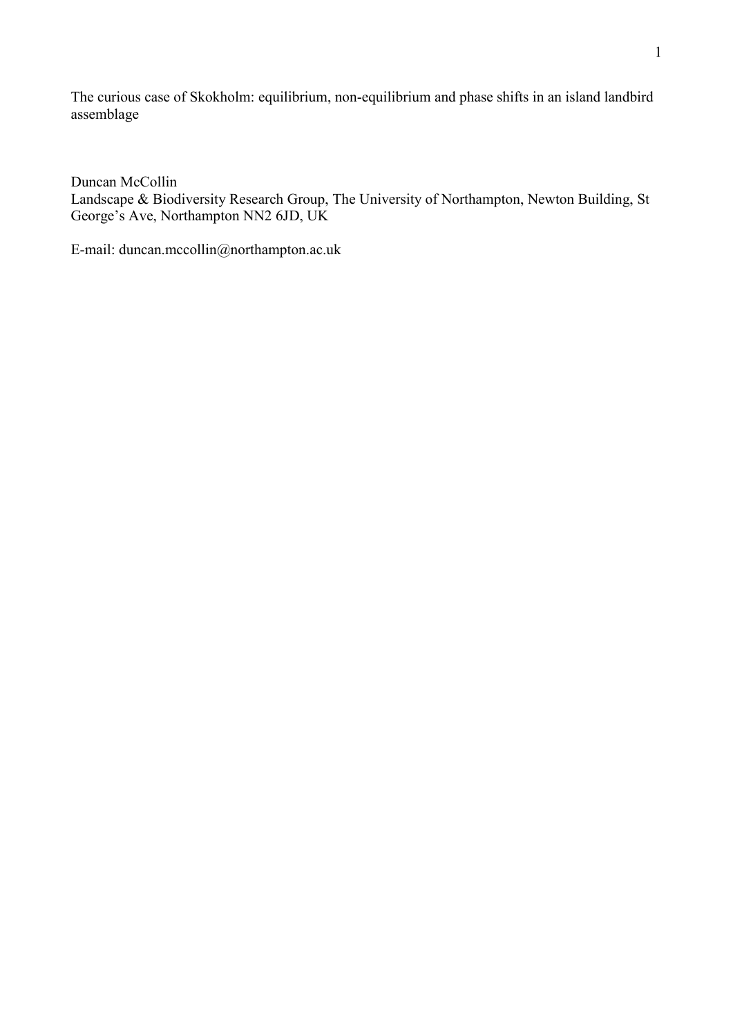# The curious case of Skokholm: equilibrium, non-equilibrium and phase shifts in an island landbird assemblage

Duncan McCollin

Landscape & Biodiversity Research Group, The University of Northampton, Newton Building, St George's Ave, Northampton NN2 6JD, UK

E-mail: duncan.mccollin@northampton.ac.uk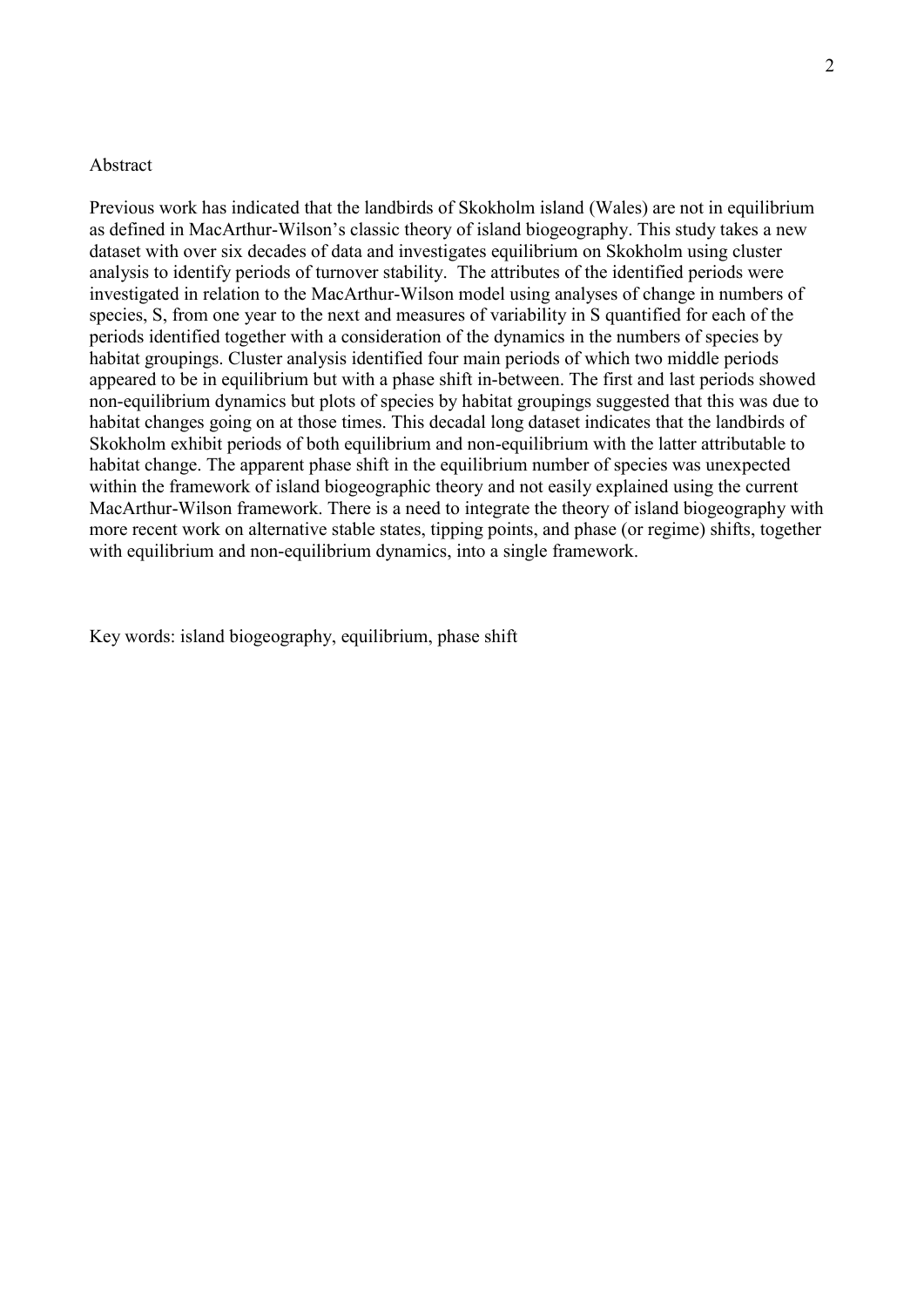## Abstract

Previous work has indicated that the landbirds of Skokholm island (Wales) are not in equilibrium as defined in MacArthur-Wilson's classic theory of island biogeography. This study takes a new dataset with over six decades of data and investigates equilibrium on Skokholm using cluster analysis to identify periods of turnover stability. The attributes of the identified periods were investigated in relation to the MacArthur-Wilson model using analyses of change in numbers of species, S, from one year to the next and measures of variability in S quantified for each of the periods identified together with a consideration of the dynamics in the numbers of species by habitat groupings. Cluster analysis identified four main periods of which two middle periods appeared to be in equilibrium but with a phase shift in-between. The first and last periods showed non-equilibrium dynamics but plots of species by habitat groupings suggested that this was due to habitat changes going on at those times. This decadal long dataset indicates that the landbirds of Skokholm exhibit periods of both equilibrium and non-equilibrium with the latter attributable to habitat change. The apparent phase shift in the equilibrium number of species was unexpected within the framework of island biogeographic theory and not easily explained using the current MacArthur-Wilson framework. There is a need to integrate the theory of island biogeography with more recent work on alternative stable states, tipping points, and phase (or regime) shifts, together with equilibrium and non-equilibrium dynamics, into a single framework.

Key words: island biogeography, equilibrium, phase shift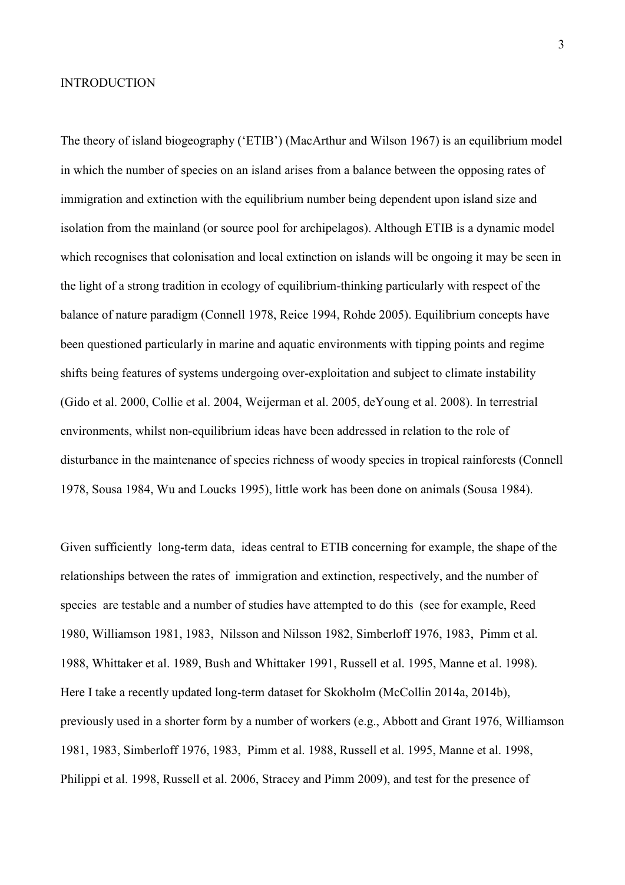## INTRODUCTION

The theory of island biogeography ('ETIB') (MacArthur and Wilson 1967) is an equilibrium model in which the number of species on an island arises from a balance between the opposing rates of immigration and extinction with the equilibrium number being dependent upon island size and isolation from the mainland (or source pool for archipelagos). Although ETIB is a dynamic model which recognises that colonisation and local extinction on islands will be ongoing it may be seen in the light of a strong tradition in ecology of equilibrium-thinking particularly with respect of the balance of nature paradigm (Connell 1978, Reice 1994, Rohde 2005). Equilibrium concepts have been questioned particularly in marine and aquatic environments with tipping points and regime shifts being features of systems undergoing over-exploitation and subject to climate instability (Gido et al. 2000, Collie et al. 2004, Weijerman et al. 2005, deYoung et al. 2008). In terrestrial environments, whilst non-equilibrium ideas have been addressed in relation to the role of disturbance in the maintenance of species richness of woody species in tropical rainforests (Connell 1978, Sousa 1984, Wu and Loucks 1995), little work has been done on animals (Sousa 1984).

Given sufficiently long-term data, ideas central to ETIB concerning for example, the shape of the relationships between the rates of immigration and extinction, respectively, and the number of species are testable and a number of studies have attempted to do this (see for example, Reed 1980, Williamson 1981, 1983, Nilsson and Nilsson 1982, Simberloff 1976, 1983, Pimm et al. 1988, Whittaker et al. 1989, Bush and Whittaker 1991, Russell et al. 1995, Manne et al. 1998). Here I take a recently updated long-term dataset for Skokholm (McCollin 2014a, 2014b), previously used in a shorter form by a number of workers (e.g., Abbott and Grant 1976, Williamson 1981, 1983, Simberloff 1976, 1983, Pimm et al. 1988, Russell et al. 1995, Manne et al. 1998, Philippi et al. 1998, Russell et al. 2006, Stracey and Pimm 2009), and test for the presence of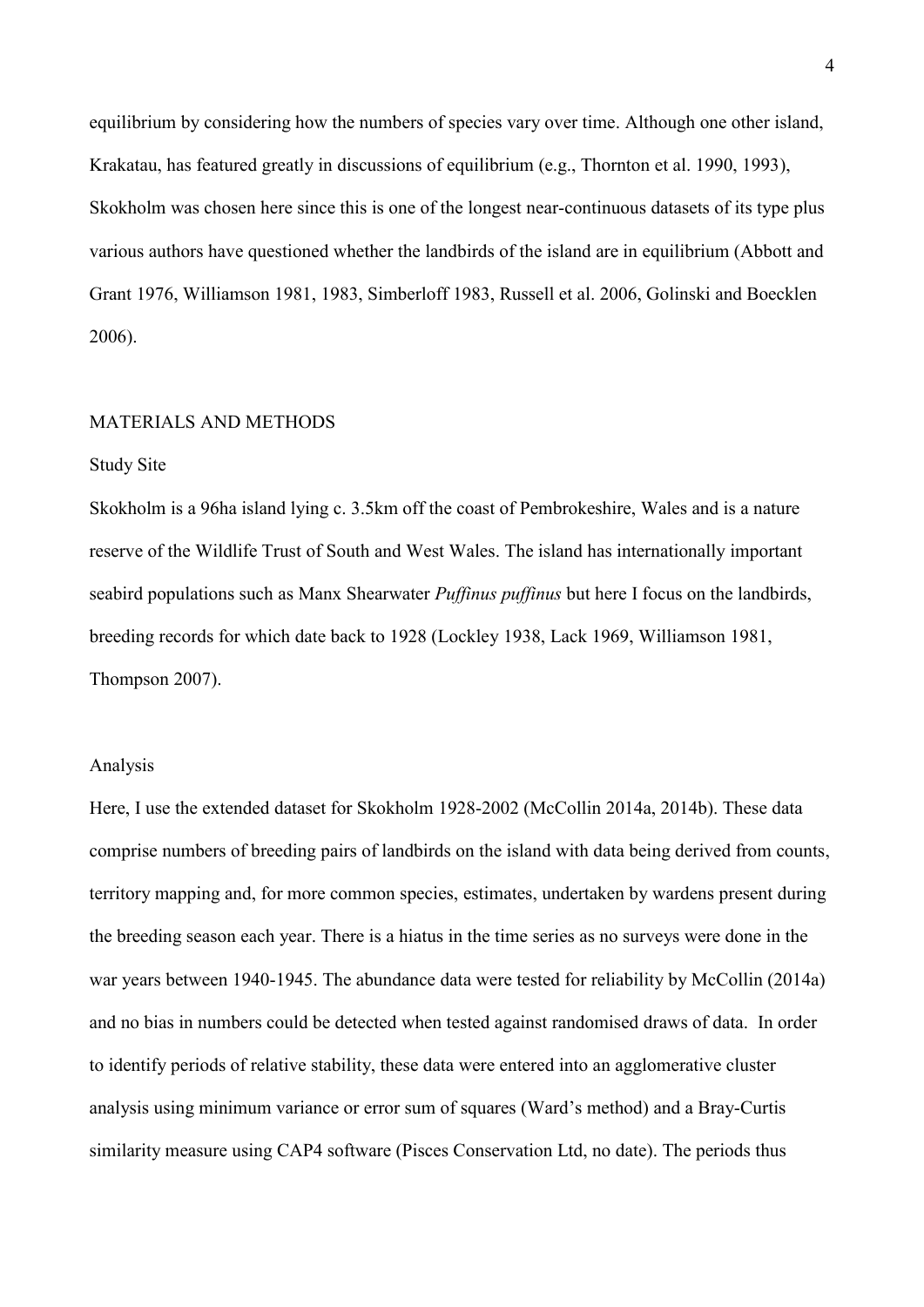equilibrium by considering how the numbers of species vary over time. Although one other island, Krakatau, has featured greatly in discussions of equilibrium (e.g., Thornton et al. 1990, 1993), Skokholm was chosen here since this is one of the longest near-continuous datasets of its type plus various authors have questioned whether the landbirds of the island are in equilibrium (Abbott and Grant 1976, Williamson 1981, 1983, Simberloff 1983, Russell et al. 2006, Golinski and Boecklen 2006).

## MATERIALS AND METHODS

### Study Site

Skokholm is a 96ha island lying c. 3.5km off the coast of Pembrokeshire, Wales and is a nature reserve of the Wildlife Trust of South and West Wales. The island has internationally important seabird populations such as Manx Shearwater *Puffinus puffinus* but here I focus on the landbirds, breeding records for which date back to 1928 (Lockley 1938, Lack 1969, Williamson 1981, Thompson 2007).

### Analysis

Here, I use the extended dataset for Skokholm 1928-2002 (McCollin 2014a, 2014b). These data comprise numbers of breeding pairs of landbirds on the island with data being derived from counts, territory mapping and, for more common species, estimates, undertaken by wardens present during the breeding season each year. There is a hiatus in the time series as no surveys were done in the war years between 1940-1945. The abundance data were tested for reliability by McCollin (2014a) and no bias in numbers could be detected when tested against randomised draws of data. In order to identify periods of relative stability, these data were entered into an agglomerative cluster analysis using minimum variance or error sum of squares (Ward's method) and a Bray-Curtis similarity measure using CAP4 software (Pisces Conservation Ltd, no date). The periods thus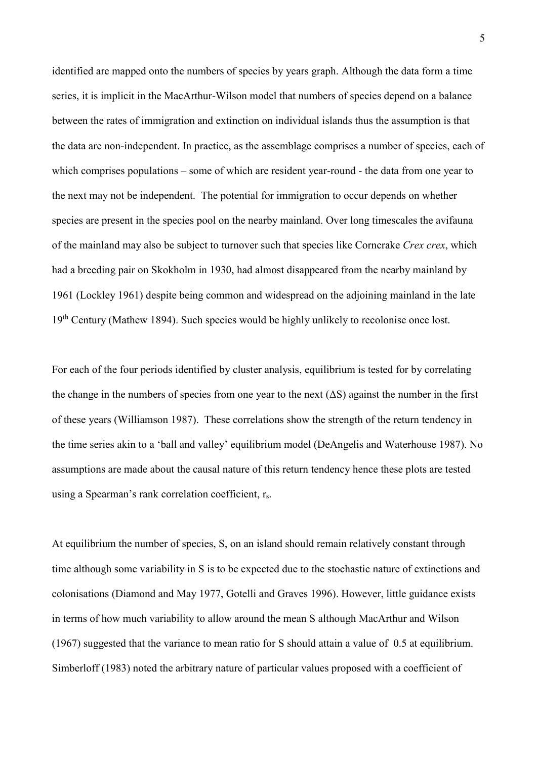identified are mapped onto the numbers of species by years graph. Although the data form a time series, it is implicit in the MacArthur-Wilson model that numbers of species depend on a balance between the rates of immigration and extinction on individual islands thus the assumption is that the data are non-independent. In practice, as the assemblage comprises a number of species, each of which comprises populations – some of which are resident year-round - the data from one year to the next may not be independent. The potential for immigration to occur depends on whether species are present in the species pool on the nearby mainland. Over long timescales the avifauna of the mainland may also be subject to turnover such that species like Corncrake *Crex crex*, which had a breeding pair on Skokholm in 1930, had almost disappeared from the nearby mainland by 1961 (Lockley 1961) despite being common and widespread on the adjoining mainland in the late 19th Century (Mathew 1894). Such species would be highly unlikely to recolonise once lost.

For each of the four periods identified by cluster analysis, equilibrium is tested for by correlating the change in the numbers of species from one year to the next ($\Delta S$) against the number in the first of these years (Williamson 1987). These correlations show the strength of the return tendency in the time series akin to a 'ball and valley' equilibrium model (DeAngelis and Waterhouse 1987). No assumptions are made about the causal nature of this return tendency hence these plots are tested using a Spearman's rank correlation coefficient, $r_s$.

At equilibrium the number of species, S, on an island should remain relatively constant through time although some variability in S is to be expected due to the stochastic nature of extinctions and colonisations (Diamond and May 1977, Gotelli and Graves 1996). However, little guidance exists in terms of how much variability to allow around the mean S although MacArthur and Wilson (1967) suggested that the variance to mean ratio for S should attain a value of 0.5 at equilibrium. Simberloff (1983) noted the arbitrary nature of particular values proposed with a coefficient of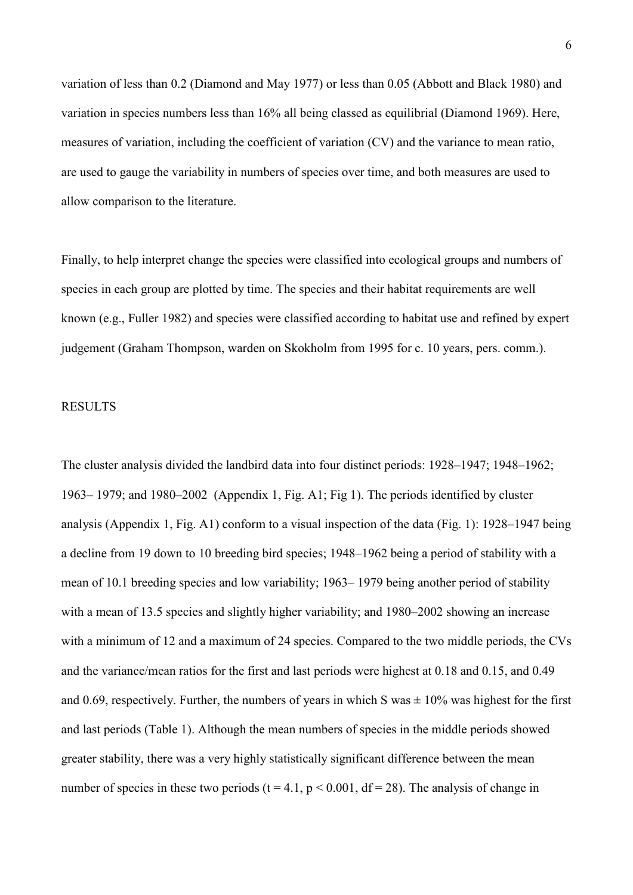variation of less than 0.2 (Diamond and May 1977) or less than 0.05 (Abbott and Black 1980) and variation in species numbers less than 16% all being classed as equilibrial (Diamond 1969). Here, measures of variation, including the coefficient of variation (CV) and the variance to mean ratio, are used to gauge the variability in numbers of species over time, and both measures are used to allow comparison to the literature.

Finally, to help interpret change the species were classified into ecological groups and numbers of species in each group are plotted by time. The species and their habitat requirements are well known (e.g., Fuller 1982) and species were classified according to habitat use and refined by expert judgement (Graham Thompson, warden on Skokholm from 1995 for c. 10 years, pers. comm.).

## RESULTS

The cluster analysis divided the landbird data into four distinct periods: 1928–1947; 1948–1962; 1963– 1979; and 1980–2002 (Appendix 1, Fig. A1; Fig 1). The periods identified by cluster analysis (Appendix 1, Fig. A1) conform to a visual inspection of the data (Fig. 1): 1928–1947 being a decline from 19 down to 10 breeding bird species; 1948–1962 being a period of stability with a mean of 10.1 breeding species and low variability; 1963– 1979 being another period of stability with a mean of 13.5 species and slightly higher variability; and 1980–2002 showing an increase with a minimum of 12 and a maximum of 24 species. Compared to the two middle periods, the CVs and the variance/mean ratios for the first and last periods were highest at 0.18 and 0.15, and 0.49 and 0.69, respectively. Further, the numbers of years in which S was ± 10% was highest for the first and last periods (Table 1). Although the mean numbers of species in the middle periods showed greater stability, there was a very highly statistically significant difference between the mean number of species in these two periods ($t = 4.1$, $p < 0.001$, $df = 28$). The analysis of change in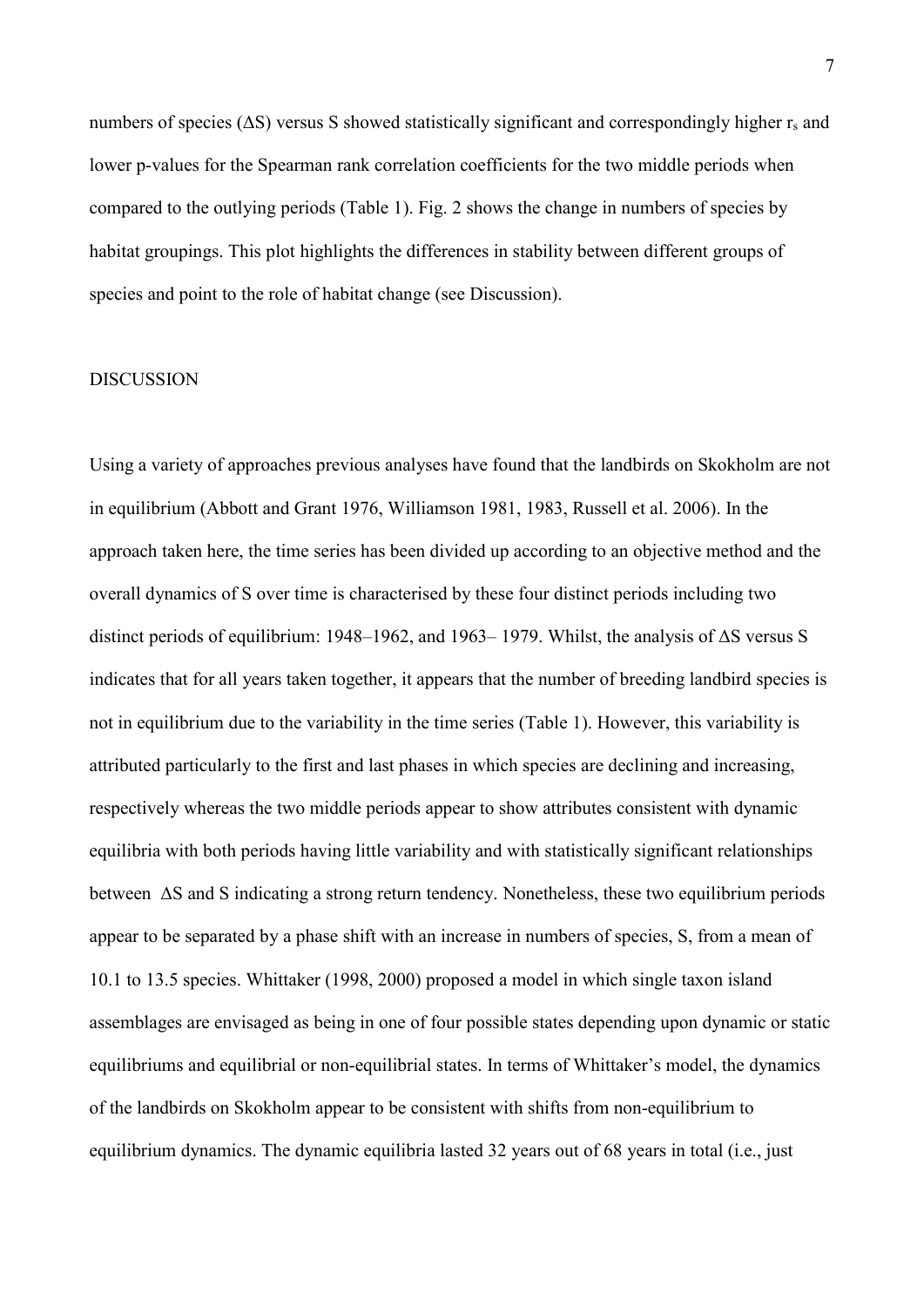numbers of species ($\Delta S$) versus S showed statistically significant and correspondingly higher $r_s$ and lower p-values for the Spearman rank correlation coefficients for the two middle periods when compared to the outlying periods (Table 1). Fig. 2 shows the change in numbers of species by habitat groupings. This plot highlights the differences in stability between different groups of species and point to the role of habitat change (see Discussion).

## DISCUSSION

Using a variety of approaches previous analyses have found that the landbirds on Skokholm are not in equilibrium (Abbott and Grant 1976, Williamson 1981, 1983, Russell et al. 2006). In the approach taken here, the time series has been divided up according to an objective method and the overall dynamics of S over time is characterised by these four distinct periods including two distinct periods of equilibrium: 1948–1962, and 1963– 1979. Whilst, the analysis of $\Delta S$ versus S indicates that for all years taken together, it appears that the number of breeding landbird species is not in equilibrium due to the variability in the time series (Table 1). However, this variability is attributed particularly to the first and last phases in which species are declining and increasing, respectively whereas the two middle periods appear to show attributes consistent with dynamic equilibria with both periods having little variability and with statistically significant relationships between $\Delta S$ and S indicating a strong return tendency. Nonetheless, these two equilibrium periods appear to be separated by a phase shift with an increase in numbers of species, S, from a mean of 10.1 to 13.5 species. Whittaker (1998, 2000) proposed a model in which single taxon island assemblages are envisaged as being in one of four possible states depending upon dynamic or static equilibriums and equilibrial or non-equilibrial states. In terms of Whittaker's model, the dynamics of the landbirds on Skokholm appear to be consistent with shifts from non-equilibrium to equilibrium dynamics. The dynamic equilibria lasted 32 years out of 68 years in total (i.e., just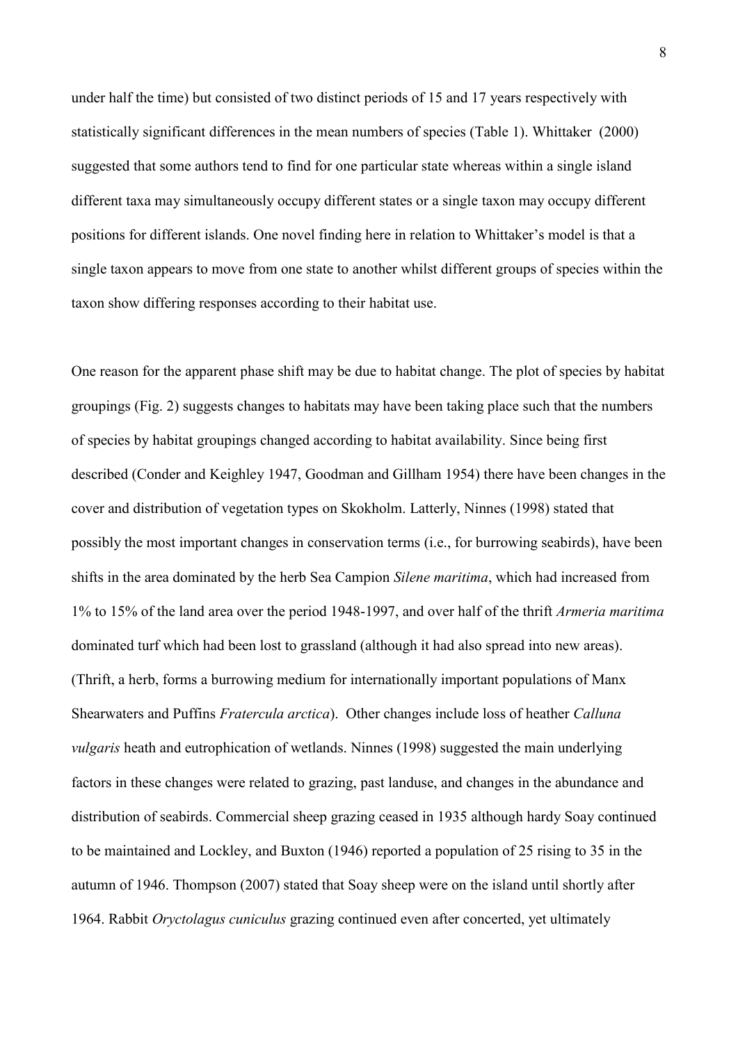under half the time) but consisted of two distinct periods of 15 and 17 years respectively with statistically significant differences in the mean numbers of species (Table 1). Whittaker (2000) suggested that some authors tend to find for one particular state whereas within a single island different taxa may simultaneously occupy different states or a single taxon may occupy different positions for different islands. One novel finding here in relation to Whittaker's model is that a single taxon appears to move from one state to another whilst different groups of species within the taxon show differing responses according to their habitat use.

One reason for the apparent phase shift may be due to habitat change. The plot of species by habitat groupings (Fig. 2) suggests changes to habitats may have been taking place such that the numbers of species by habitat groupings changed according to habitat availability. Since being first described (Conder and Keighley 1947, Goodman and Gillham 1954) there have been changes in the cover and distribution of vegetation types on Skokholm. Latterly, Ninnes (1998) stated that possibly the most important changes in conservation terms (i.e., for burrowing seabirds), have been shifts in the area dominated by the herb Sea Campion *Silene maritima*, which had increased from 1% to 15% of the land area over the period 1948-1997, and over half of the thrift *Armeria maritima* dominated turf which had been lost to grassland (although it had also spread into new areas). (Thrift, a herb, forms a burrowing medium for internationally important populations of Manx Shearwaters and Puffins *Fratercula arctica*). Other changes include loss of heather *Calluna vulgaris* heath and eutrophication of wetlands. Ninnes (1998) suggested the main underlying factors in these changes were related to grazing, past landuse, and changes in the abundance and distribution of seabirds. Commercial sheep grazing ceased in 1935 although hardy Soay continued to be maintained and Lockley, and Buxton (1946) reported a population of 25 rising to 35 in the autumn of 1946. Thompson (2007) stated that Soay sheep were on the island until shortly after 1964. Rabbit *Oryctolagus cuniculus* grazing continued even after concerted, yet ultimately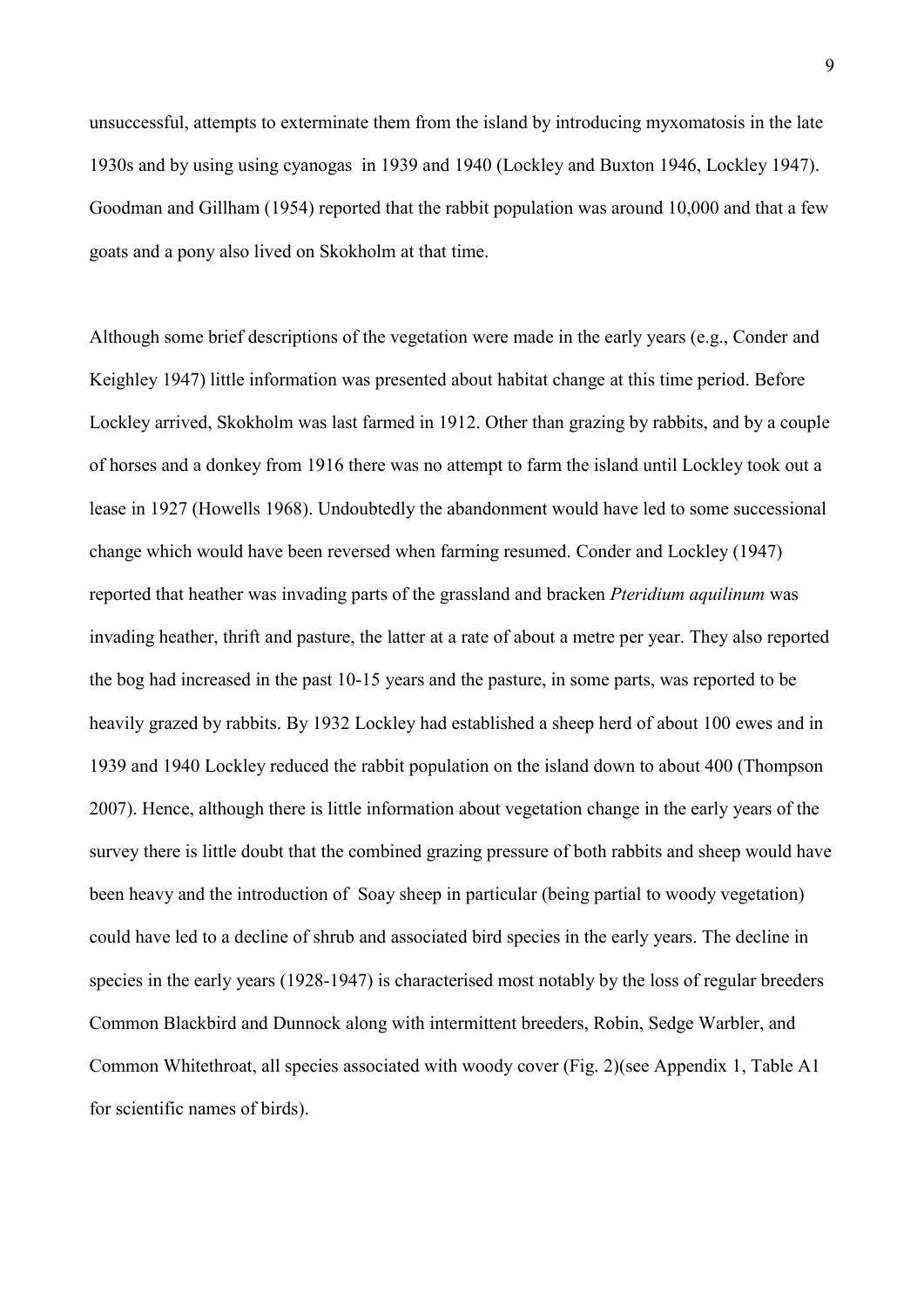unsuccessful, attempts to exterminate them from the island by introducing myxomatosis in the late 1930s and by using using cyanogas in 1939 and 1940 (Lockley and Buxton 1946, Lockley 1947). Goodman and Gillham (1954) reported that the rabbit population was around 10,000 and that a few goats and a pony also lived on Skokholm at that time.

Although some brief descriptions of the vegetation were made in the early years (e.g., Conder and Keighley 1947) little information was presented about habitat change at this time period. Before Lockley arrived, Skokholm was last farmed in 1912. Other than grazing by rabbits, and by a couple of horses and a donkey from 1916 there was no attempt to farm the island until Lockley took out a lease in 1927 (Howells 1968). Undoubtedly the abandonment would have led to some successional change which would have been reversed when farming resumed. Conder and Lockley (1947) reported that heather was invading parts of the grassland and bracken *Pteridium aquilinum* was invading heather, thrift and pasture, the latter at a rate of about a metre per year. They also reported the bog had increased in the past 10-15 years and the pasture, in some parts, was reported to be heavily grazed by rabbits. By 1932 Lockley had established a sheep herd of about 100 ewes and in 1939 and 1940 Lockley reduced the rabbit population on the island down to about 400 (Thompson 2007). Hence, although there is little information about vegetation change in the early years of the survey there is little doubt that the combined grazing pressure of both rabbits and sheep would have been heavy and the introduction of Soay sheep in particular (being partial to woody vegetation) could have led to a decline of shrub and associated bird species in the early years. The decline in species in the early years (1928-1947) is characterised most notably by the loss of regular breeders Common Blackbird and Dunnock along with intermittent breeders, Robin, Sedge Warbler, and Common Whitethroat, all species associated with woody cover (Fig. 2)(see Appendix 1, Table A1 for scientific names of birds).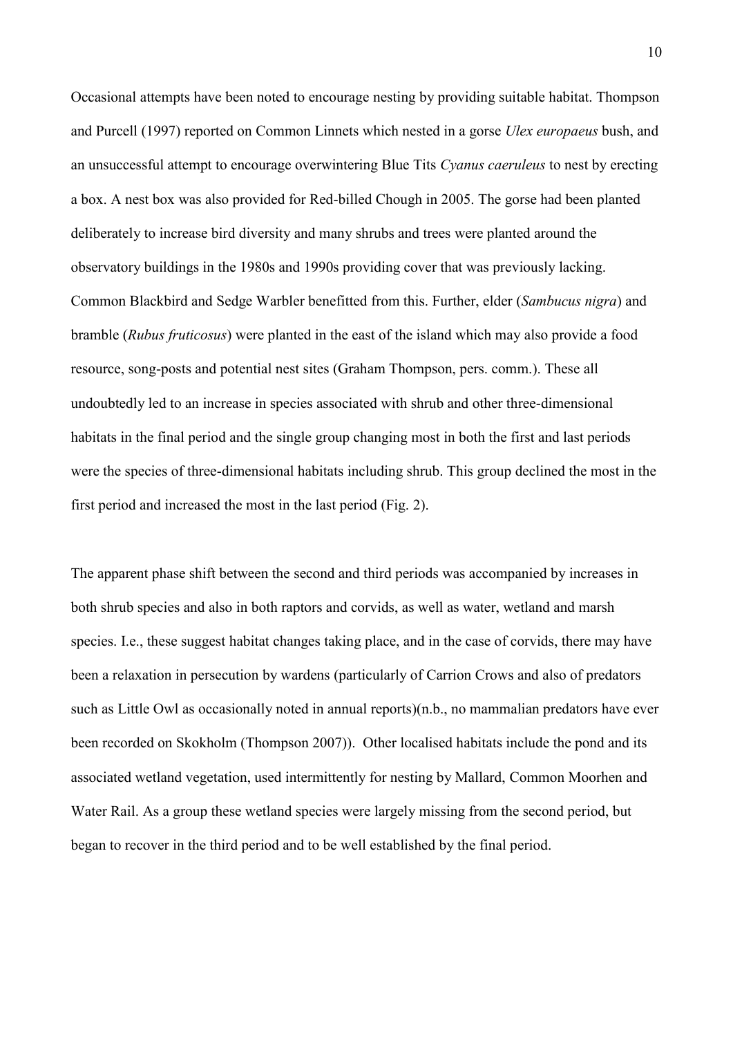Occasional attempts have been noted to encourage nesting by providing suitable habitat. Thompson and Purcell (1997) reported on Common Linnets which nested in a gorse *Ulex europaeus* bush, and an unsuccessful attempt to encourage overwintering Blue Tits *Cyanus caeruleus* to nest by erecting a box. A nest box was also provided for Red-billed Chough in 2005. The gorse had been planted deliberately to increase bird diversity and many shrubs and trees were planted around the observatory buildings in the 1980s and 1990s providing cover that was previously lacking. Common Blackbird and Sedge Warbler benefitted from this. Further, elder (*Sambucus nigra*) and bramble (*Rubus fruticosus*) were planted in the east of the island which may also provide a food resource, song-posts and potential nest sites (Graham Thompson, pers. comm.). These all undoubtedly led to an increase in species associated with shrub and other three-dimensional habitats in the final period and the single group changing most in both the first and last periods were the species of three-dimensional habitats including shrub. This group declined the most in the first period and increased the most in the last period (Fig. 2).

The apparent phase shift between the second and third periods was accompanied by increases in both shrub species and also in both raptors and corvids, as well as water, wetland and marsh species. I.e., these suggest habitat changes taking place, and in the case of corvids, there may have been a relaxation in persecution by wardens (particularly of Carrion Crows and also of predators such as Little Owl as occasionally noted in annual reports)(n.b., no mammalian predators have ever been recorded on Skokholm (Thompson 2007)). Other localised habitats include the pond and its associated wetland vegetation, used intermittently for nesting by Mallard, Common Moorhen and Water Rail. As a group these wetland species were largely missing from the second period, but began to recover in the third period and to be well established by the final period.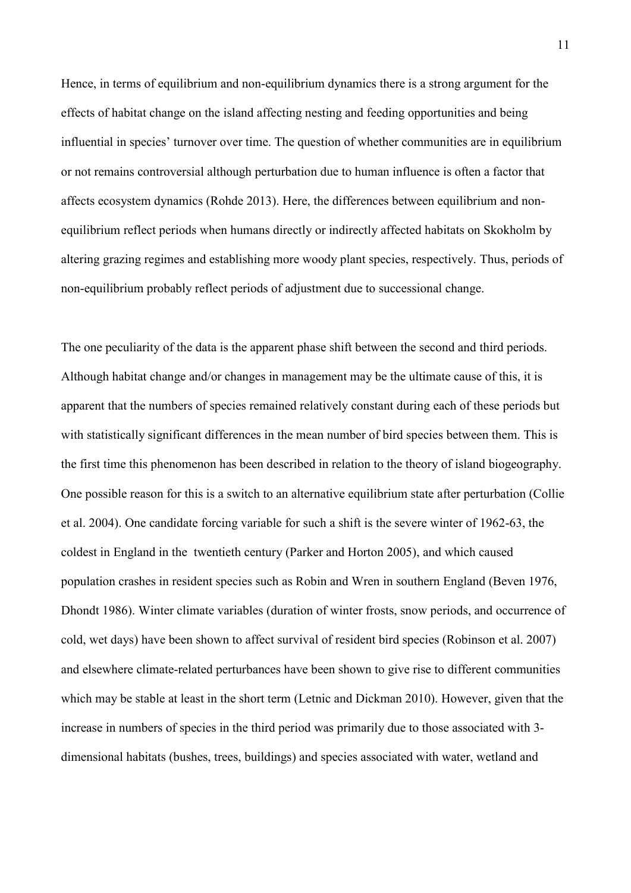Hence, in terms of equilibrium and non-equilibrium dynamics there is a strong argument for the effects of habitat change on the island affecting nesting and feeding opportunities and being influential in species' turnover over time. The question of whether communities are in equilibrium or not remains controversial although perturbation due to human influence is often a factor that affects ecosystem dynamics (Rohde 2013). Here, the differences between equilibrium and non-equilibrium reflect periods when humans directly or indirectly affected habitats on Skokholm by altering grazing regimes and establishing more woody plant species, respectively. Thus, periods of non-equilibrium probably reflect periods of adjustment due to successional change.

The one peculiarity of the data is the apparent phase shift between the second and third periods. Although habitat change and/or changes in management may be the ultimate cause of this, it is apparent that the numbers of species remained relatively constant during each of these periods but with statistically significant differences in the mean number of bird species between them. This is the first time this phenomenon has been described in relation to the theory of island biogeography. One possible reason for this is a switch to an alternative equilibrium state after perturbation (Collie et al. 2004). One candidate forcing variable for such a shift is the severe winter of 1962-63, the coldest in England in the twentieth century (Parker and Horton 2005), and which caused population crashes in resident species such as Robin and Wren in southern England (Beven 1976, Dhondt 1986). Winter climate variables (duration of winter frosts, snow periods, and occurrence of cold, wet days) have been shown to affect survival of resident bird species (Robinson et al. 2007) and elsewhere climate-related perturbances have been shown to give rise to different communities which may be stable at least in the short term (Letnic and Dickman 2010). However, given that the increase in numbers of species in the third period was primarily due to those associated with 3-dimensional habitats (bushes, trees, buildings) and species associated with water, wetland and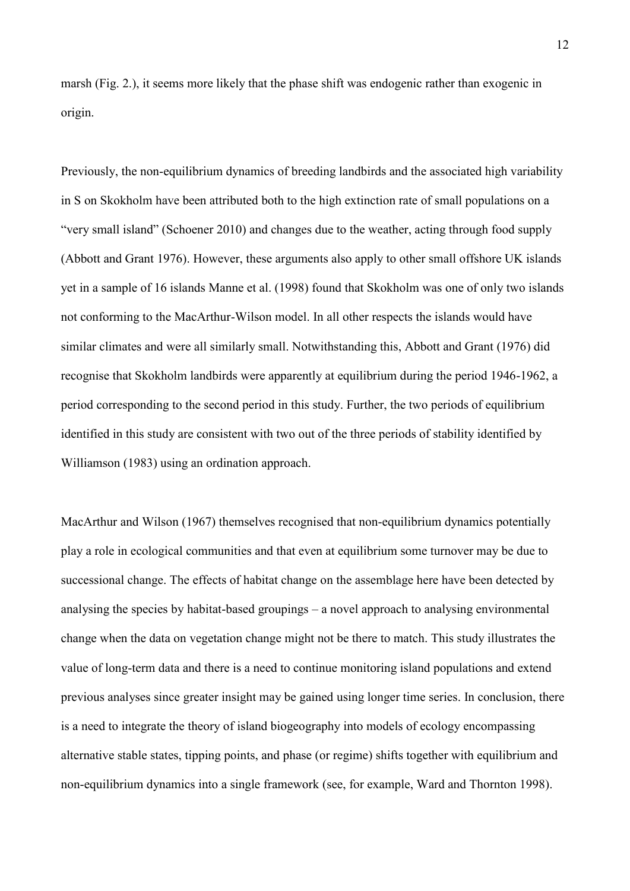marsh (Fig. 2.), it seems more likely that the phase shift was endogenic rather than exogenic in origin.

Previously, the non-equilibrium dynamics of breeding landbirds and the associated high variability in S on Skokholm have been attributed both to the high extinction rate of small populations on a "very small island" (Schoener 2010) and changes due to the weather, acting through food supply (Abbott and Grant 1976). However, these arguments also apply to other small offshore UK islands yet in a sample of 16 islands Manne et al. (1998) found that Skokholm was one of only two islands not conforming to the MacArthur-Wilson model. In all other respects the islands would have similar climates and were all similarly small. Notwithstanding this, Abbott and Grant (1976) did recognise that Skokholm landbirds were apparently at equilibrium during the period 1946-1962, a period corresponding to the second period in this study. Further, the two periods of equilibrium identified in this study are consistent with two out of the three periods of stability identified by Williamson (1983) using an ordination approach.

MacArthur and Wilson (1967) themselves recognised that non-equilibrium dynamics potentially play a role in ecological communities and that even at equilibrium some turnover may be due to successional change. The effects of habitat change on the assemblage here have been detected by analysing the species by habitat-based groupings – a novel approach to analysing environmental change when the data on vegetation change might not be there to match. This study illustrates the value of long-term data and there is a need to continue monitoring island populations and extend previous analyses since greater insight may be gained using longer time series. In conclusion, there is a need to integrate the theory of island biogeography into models of ecology encompassing alternative stable states, tipping points, and phase (or regime) shifts together with equilibrium and non-equilibrium dynamics into a single framework (see, for example, Ward and Thornton 1998).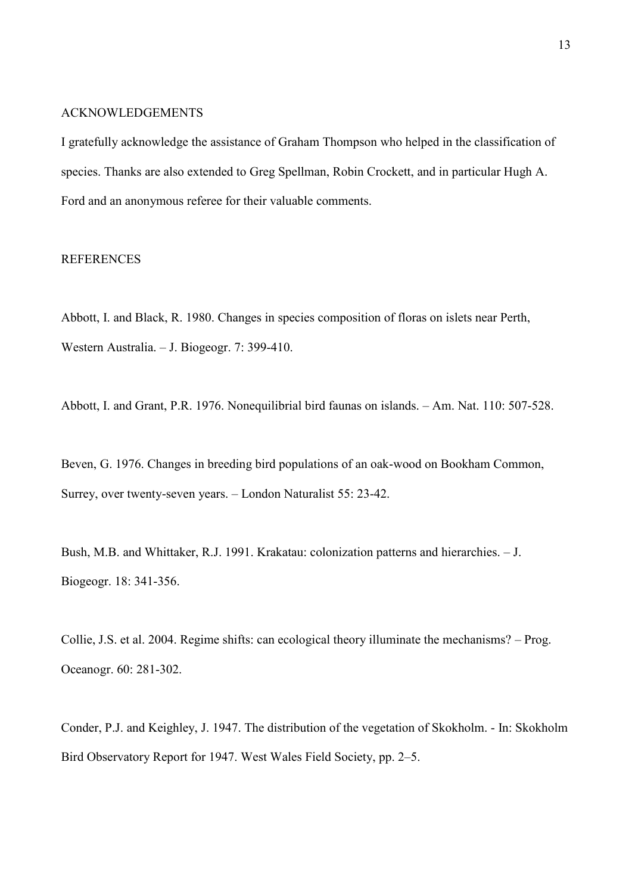## ACKNOWLEDGEMENTS

I gratefully acknowledge the assistance of Graham Thompson who helped in the classification of species. Thanks are also extended to Greg Spellman, Robin Crockett, and in particular Hugh A. Ford and an anonymous referee for their valuable comments.

## REFERENCES

Abbott, I. and Black, R. 1980. Changes in species composition of floras on islets near Perth, Western Australia. – J. Biogeogr. 7: 399-410.

Abbott, I. and Grant, P.R. 1976. Nonequilibrial bird faunas on islands. – Am. Nat. 110: 507-528.

Beven, G. 1976. Changes in breeding bird populations of an oak-wood on Bookham Common, Surrey, over twenty-seven years. – London Naturalist 55: 23-42.

Bush, M.B. and Whittaker, R.J. 1991. Krakatau: colonization patterns and hierarchies. – J. Biogeogr. 18: 341-356.

Collie, J.S. et al. 2004. Regime shifts: can ecological theory illuminate the mechanisms? – Prog. Oceanogr. 60: 281-302.

Conder, P.J. and Keighley, J. 1947. The distribution of the vegetation of Skokholm. - In: Skokholm Bird Observatory Report for 1947. West Wales Field Society, pp. 2–5.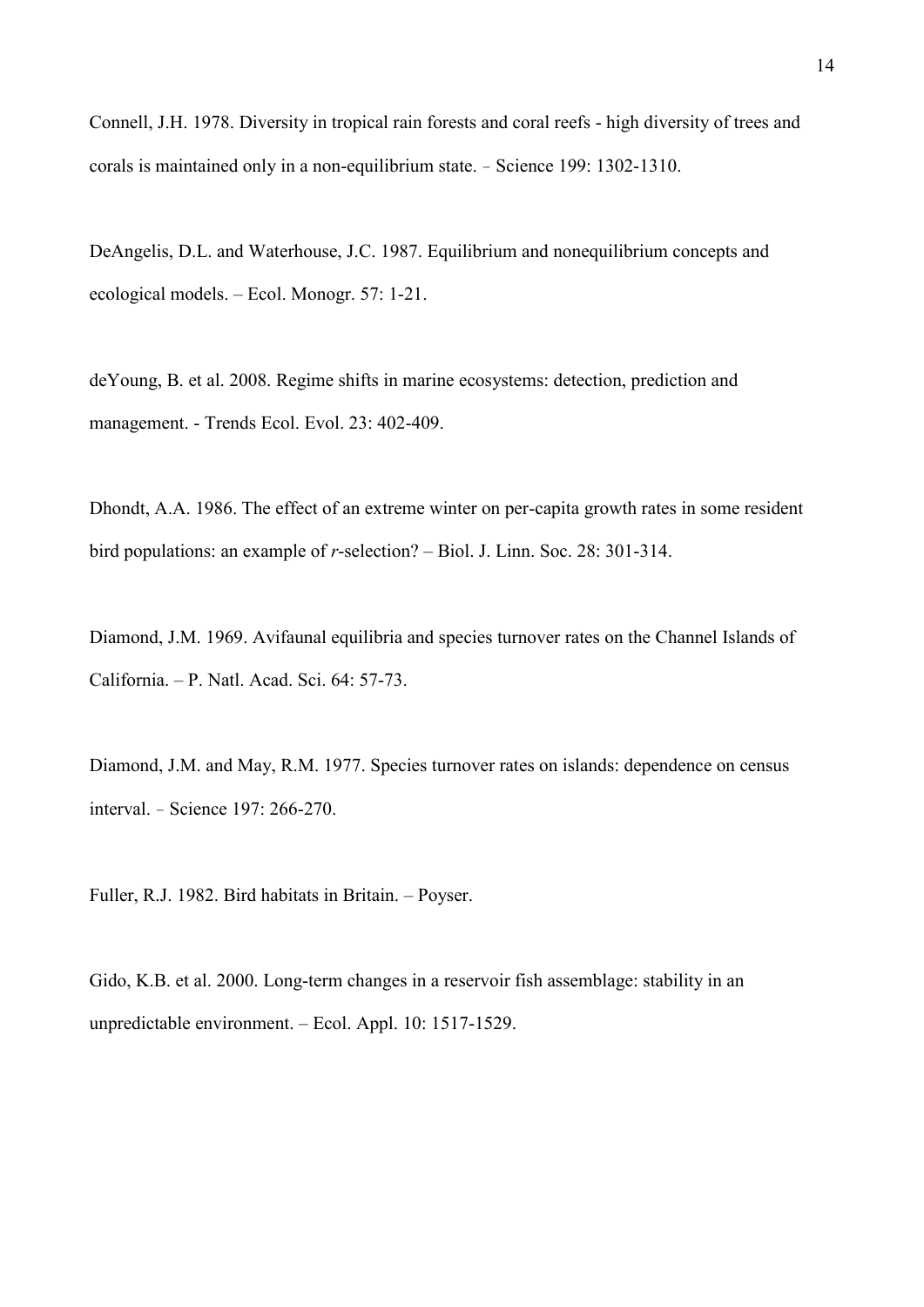Connell, J.H. 1978. Diversity in tropical rain forests and coral reefs - high diversity of trees and corals is maintained only in a non-equilibrium state. – Science 199: 1302-1310.

DeAngelis, D.L. and Waterhouse, J.C. 1987. Equilibrium and nonequilibrium concepts and ecological models. – Ecol. Monogr. 57: 1-21.

deYoung, B. et al. 2008. Regime shifts in marine ecosystems: detection, prediction and management. - Trends Ecol. Evol. 23: 402-409.

Dhondt, A.A. 1986. The effect of an extreme winter on per-capita growth rates in some resident bird populations: an example of *r*-selection? – Biol. J. Linn. Soc. 28: 301-314.

Diamond, J.M. 1969. Avifaunal equilibria and species turnover rates on the Channel Islands of California. – P. Natl. Acad. Sci. 64: 57-73.

Diamond, J.M. and May, R.M. 1977. Species turnover rates on islands: dependence on census interval. – Science 197: 266-270.

Fuller, R.J. 1982. Bird habitats in Britain. – Poyser.

Gido, K.B. et al. 2000. Long-term changes in a reservoir fish assemblage: stability in an unpredictable environment. – Ecol. Appl. 10: 1517-1529.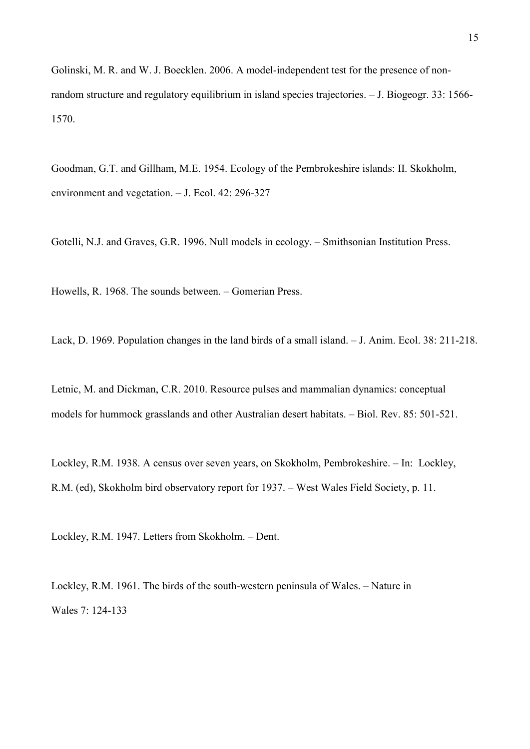Golinski, M. R. and W. J. Boecklen. 2006. A model-independent test for the presence of non-random structure and regulatory equilibrium in island species trajectories. – J. Biogeogr. 33: 1566-1570.

Goodman, G.T. and Gillham, M.E. 1954. Ecology of the Pembrokeshire islands: II. Skokholm, environment and vegetation. – J. Ecol. 42: 296-327

Gotelli, N.J. and Graves, G.R. 1996. Null models in ecology. – Smithsonian Institution Press.

Howells, R. 1968. The sounds between. – Gomerian Press.

Lack, D. 1969. Population changes in the land birds of a small island. – J. Anim. Ecol. 38: 211-218.

Letnic, M. and Dickman, C.R. 2010. Resource pulses and mammalian dynamics: conceptual models for hummock grasslands and other Australian desert habitats. – Biol. Rev. 85: 501-521.

Lockley, R.M. 1938. A census over seven years, on Skokholm, Pembrokeshire. – In: Lockley, R.M. (ed), Skokholm bird observatory report for 1937. – West Wales Field Society, p. 11.

Lockley, R.M. 1947. Letters from Skokholm. – Dent.

Lockley, R.M. 1961. The birds of the south-western peninsula of Wales. – Nature in Wales 7: 124-133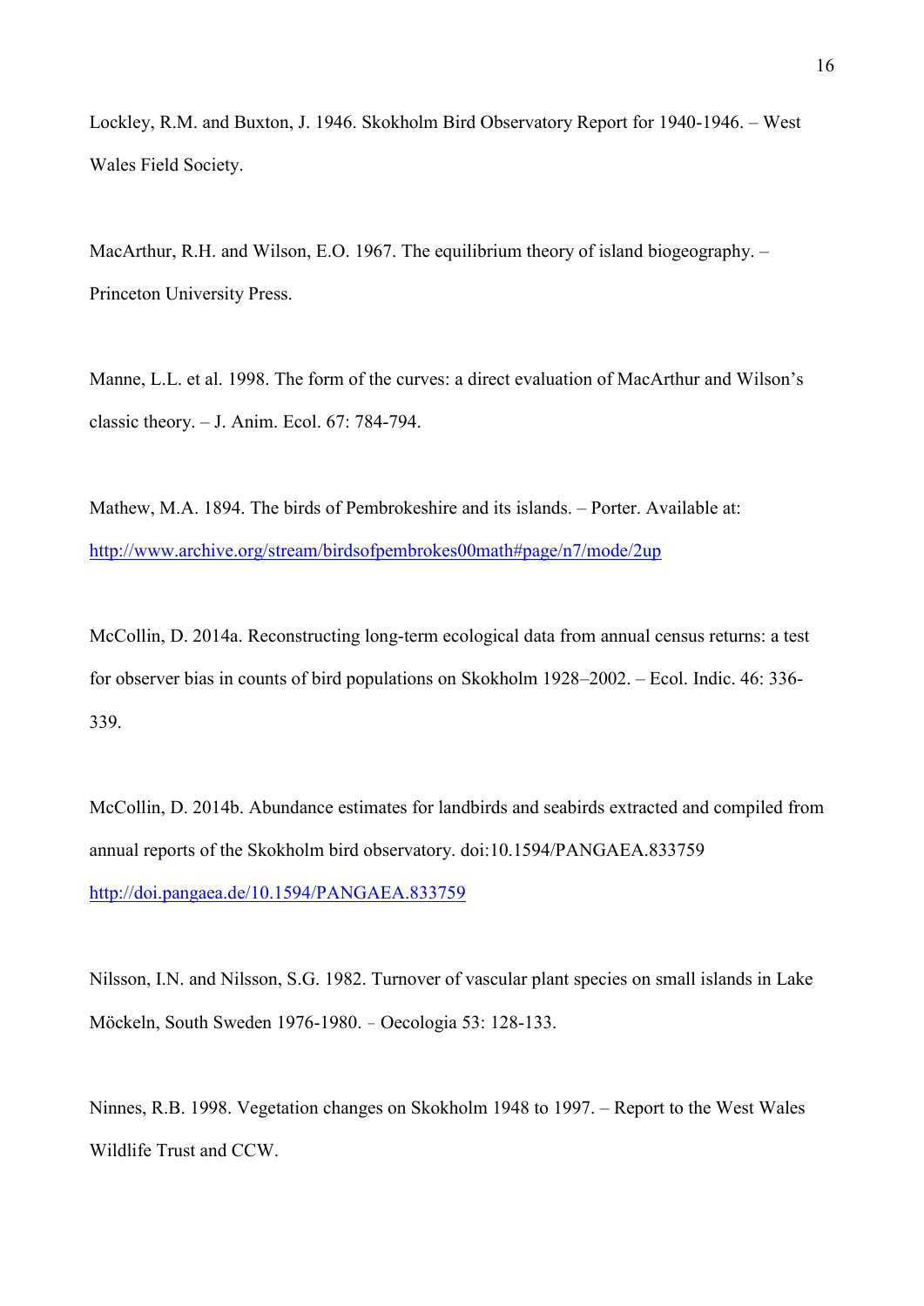Lockley, R.M. and Buxton, J. 1946. Skokholm Bird Observatory Report for 1940-1946. – West Wales Field Society.

MacArthur, R.H. and Wilson, E.O. 1967. The equilibrium theory of island biogeography. – Princeton University Press.

Manne, L.L. et al. 1998. The form of the curves: a direct evaluation of MacArthur and Wilson's classic theory. – J. Anim. Ecol. 67: 784-794.

Mathew, M.A. 1894. The birds of Pembrokeshire and its islands. – Porter. Available at: http://www.archive.org/stream/birdsofpembrokes00math#page/n7/mode/2up

McCollin, D. 2014a. Reconstructing long-term ecological data from annual census returns: a test for observer bias in counts of bird populations on Skokholm 1928–2002. – Ecol. Indic. 46: 336-339.

McCollin, D. 2014b. Abundance estimates for landbirds and seabirds extracted and compiled from annual reports of the Skokholm bird observatory. doi:10.1594/PANGAEA.833759 http://doi.pangaea.de/10.1594/PANGAEA.833759

Nilsson, I.N. and Nilsson, S.G. 1982. Turnover of vascular plant species on small islands in Lake Möckeln, South Sweden 1976-1980. – Oecologia 53: 128-133.

Ninnes, R.B. 1998. Vegetation changes on Skokholm 1948 to 1997. – Report to the West Wales Wildlife Trust and CCW.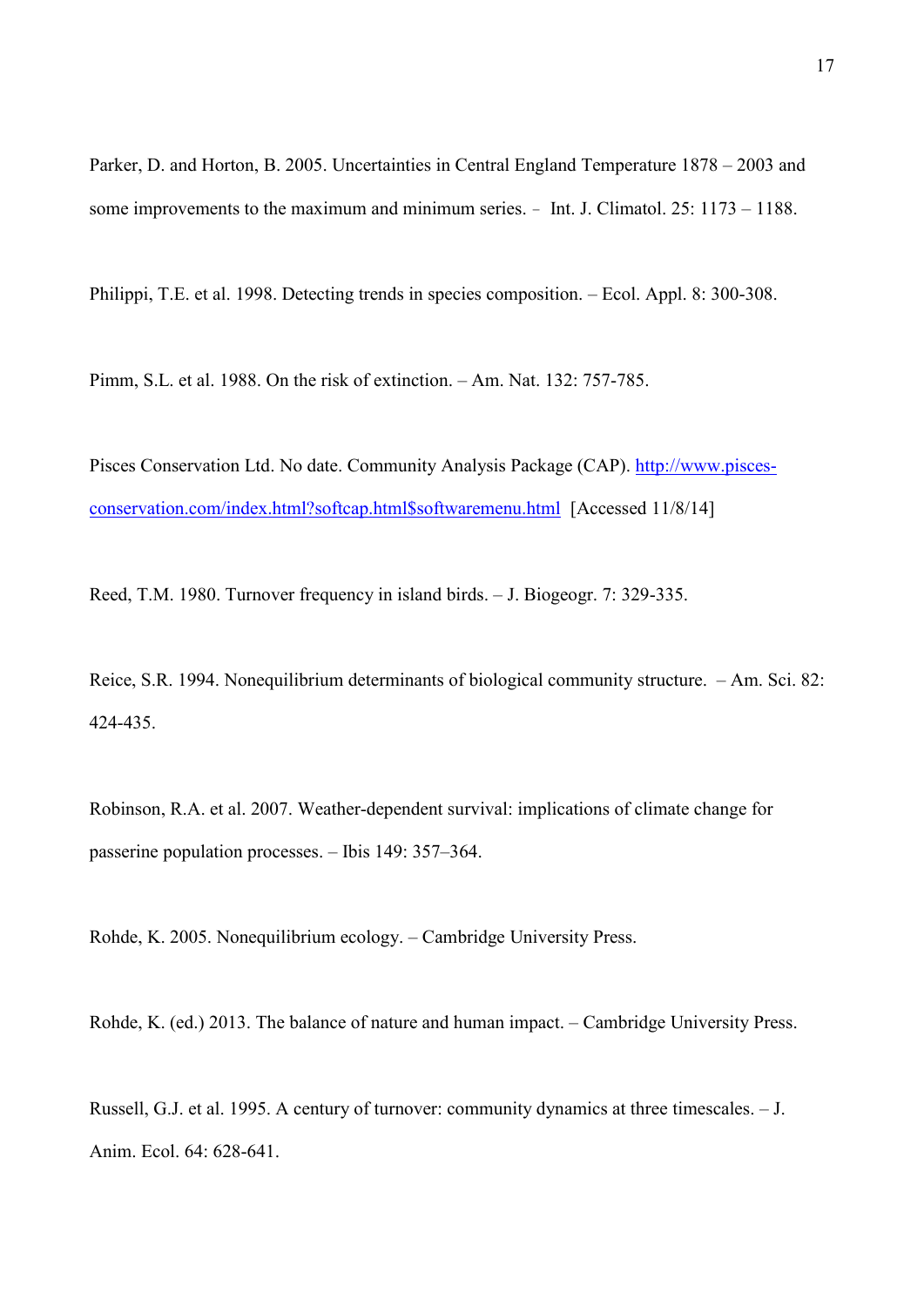Parker, D. and Horton, B. 2005. Uncertainties in Central England Temperature 1878 – 2003 and some improvements to the maximum and minimum series. – Int. J. Climatol. 25: 1173 – 1188.

Philippi, T.E. et al. 1998. Detecting trends in species composition. – Ecol. Appl. 8: 300-308.

Pimm, S.L. et al. 1988. On the risk of extinction. – Am. Nat. 132: 757-785.

Pisces Conservation Ltd. No date. Community Analysis Package (CAP). [http://www.pisces-conservation.com/index.html?softcap.html$softwaremenu.html](http://www.pisces-conservation.com/index.html?softcap.html$softwaremenu.html) [Accessed 11/8/14]

Reed, T.M. 1980. Turnover frequency in island birds. – J. Biogeogr. 7: 329-335.

Reice, S.R. 1994. Nonequilibrium determinants of biological community structure. – Am. Sci. 82: 424-435.

Robinson, R.A. et al. 2007. Weather-dependent survival: implications of climate change for passerine population processes. – Ibis 149: 357–364.

Rohde, K. 2005. Nonequilibrium ecology. – Cambridge University Press.

Rohde, K. (ed.) 2013. The balance of nature and human impact. – Cambridge University Press.

Russell, G.J. et al. 1995. A century of turnover: community dynamics at three timescales. – J. Anim. Ecol. 64: 628-641.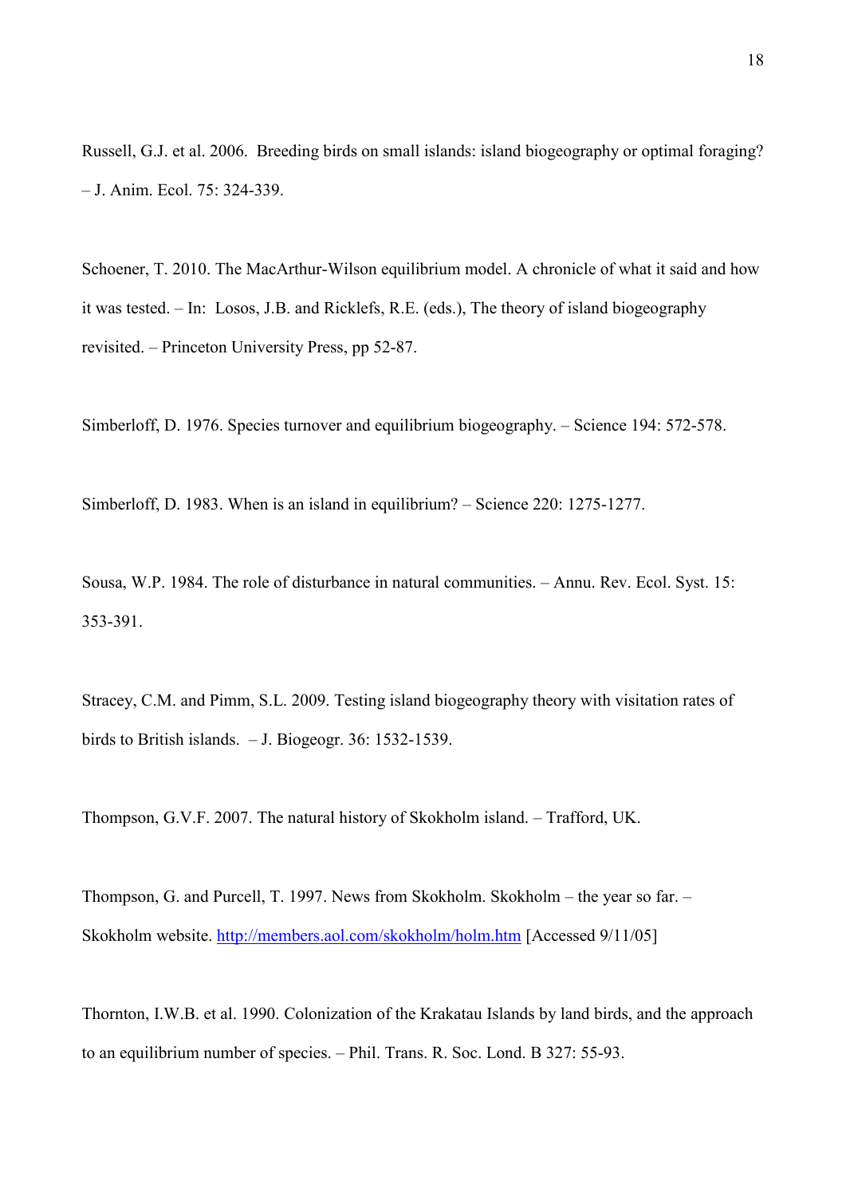Russell, G.J. et al. 2006. Breeding birds on small islands: island biogeography or optimal foraging? – J. Anim. Ecol. 75: 324-339.

Schoener, T. 2010. The MacArthur-Wilson equilibrium model. A chronicle of what it said and how it was tested. – In: Losos, J.B. and Ricklefs, R.E. (eds.), The theory of island biogeography revisited. – Princeton University Press, pp 52-87.

Simberloff, D. 1976. Species turnover and equilibrium biogeography. – Science 194: 572-578.

Simberloff, D. 1983. When is an island in equilibrium? – Science 220: 1275-1277.

Sousa, W.P. 1984. The role of disturbance in natural communities. – Annu. Rev. Ecol. Syst. 15: 353-391.

Stracey, C.M. and Pimm, S.L. 2009. Testing island biogeography theory with visitation rates of birds to British islands. – J. Biogeogr. 36: 1532-1539.

Thompson, G.V.F. 2007. The natural history of Skokholm island. – Trafford, UK.

Thompson, G. and Purcell, T. 1997. News from Skokholm. Skokholm – the year so far. – Skokholm website. http://members.aol.com/skokholm/holm.htm [Accessed 9/11/05]

Thornton, I.W.B. et al. 1990. Colonization of the Krakatau Islands by land birds, and the approach to an equilibrium number of species. – Phil. Trans. R. Soc. Lond. B 327: 55-93.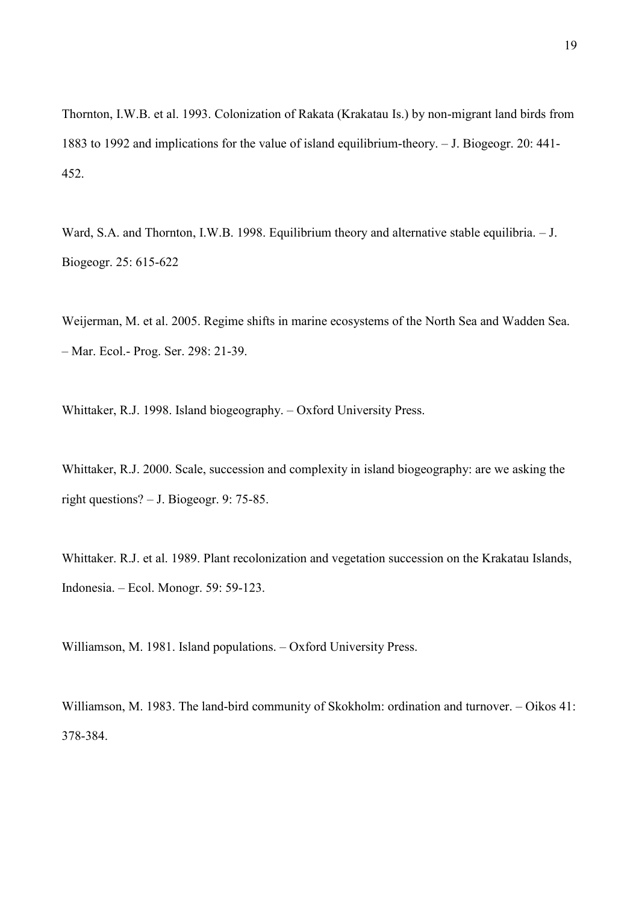Thornton, I.W.B. et al. 1993. Colonization of Rakata (Krakatau Is.) by non-migrant land birds from 1883 to 1992 and implications for the value of island equilibrium-theory. – J. Biogeogr. 20: 441-452.

Ward, S.A. and Thornton, I.W.B. 1998. Equilibrium theory and alternative stable equilibria. – J. Biogeogr. 25: 615-622

Weijerman, M. et al. 2005. Regime shifts in marine ecosystems of the North Sea and Wadden Sea. – Mar. Ecol.- Prog. Ser. 298: 21-39.

Whittaker, R.J. 1998. Island biogeography. – Oxford University Press.

Whittaker, R.J. 2000. Scale, succession and complexity in island biogeography: are we asking the right questions? – J. Biogeogr. 9: 75-85.

Whittaker. R.J. et al. 1989. Plant recolonization and vegetation succession on the Krakatau Islands, Indonesia. – Ecol. Monogr. 59: 59-123.

Williamson, M. 1981. Island populations. – Oxford University Press.

Williamson, M. 1983. The land-bird community of Skokholm: ordination and turnover. – Oikos 41: 378-384.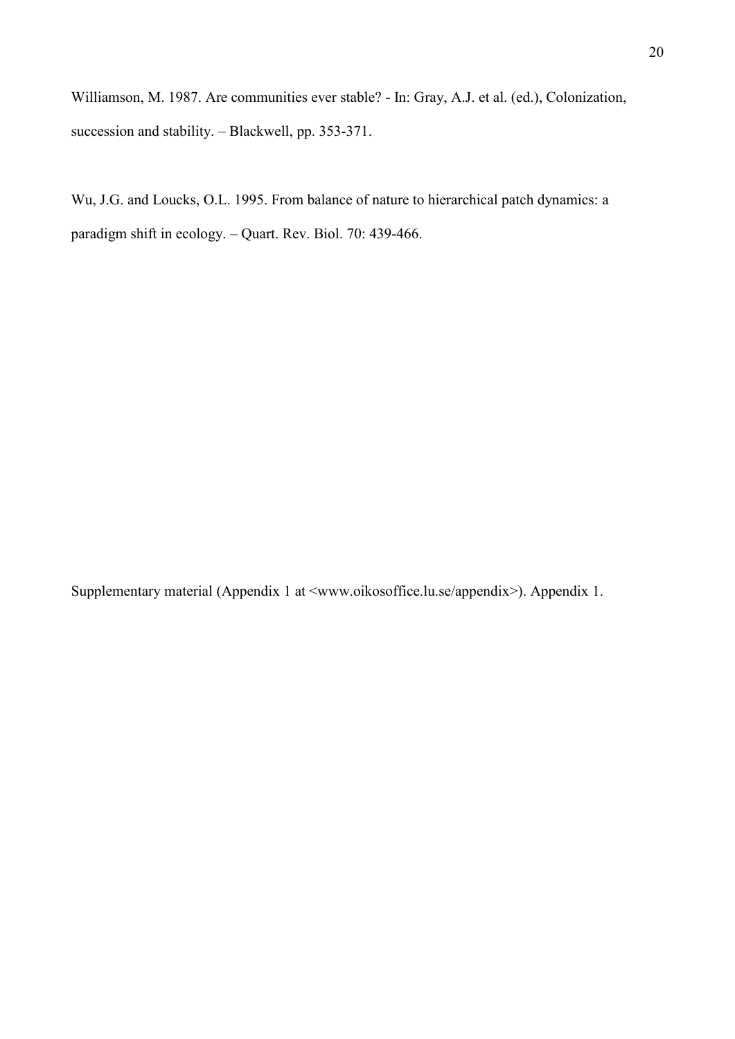Williamson, M. 1987. Are communities ever stable? - In: Gray, A.J. et al. (ed.), Colonization, succession and stability. – Blackwell, pp. 353-371.

Wu, J.G. and Loucks, O.L. 1995. From balance of nature to hierarchical patch dynamics: a paradigm shift in ecology. – Quart. Rev. Biol. 70: 439-466.

Supplementary material (Appendix 1 at <www.oikosoffice.lu.se/appendix>). Appendix 1.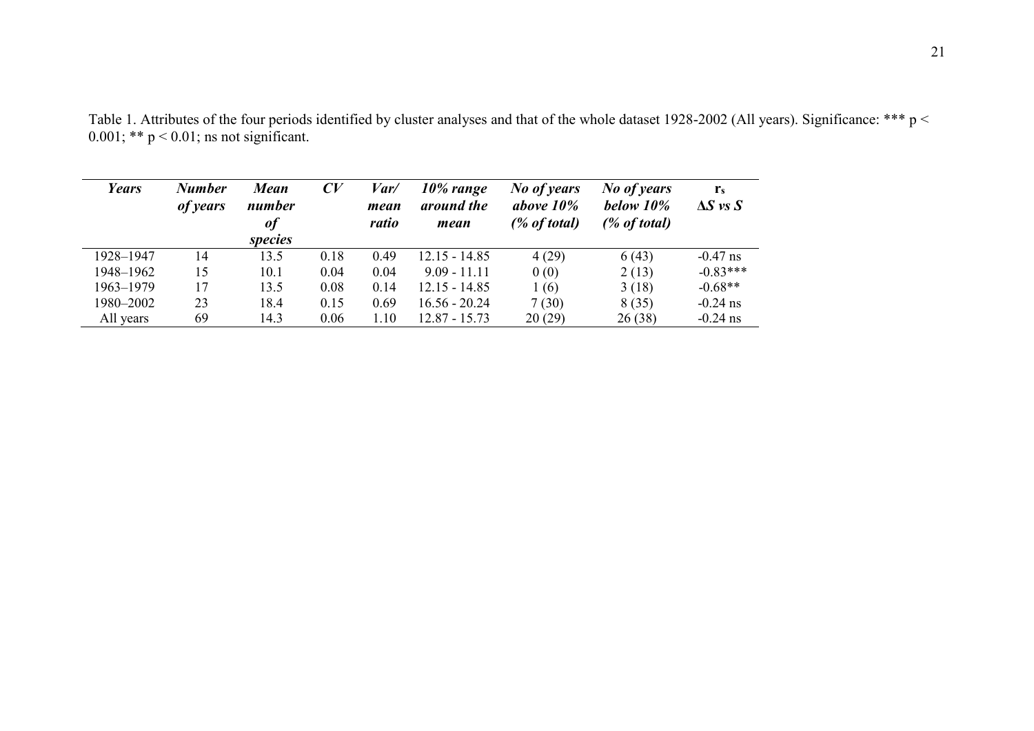Table 1. Attributes of the four periods identified by cluster analyses and that of the whole dataset 1928-2002 (All years). Significance: *** $p < 0.001$; ** $p < 0.01$; ns not significant.

| *Years* | *Number of years* | *Mean number of species* | *CV* | *Var/ mean ratio* | *10% range around the mean* | *No of years above 10% (% of total)* | *No of years below 10% (% of total)* | $r_s$ $\Delta S$ *vs* $S$ |
|---|---|---|---|---|---|---|---|---|
| 1928–1947 | 14 | 13.5 | 0.18 | 0.49 | 12.15 - 14.85 | 4 (29) | 6 (43) | -0.47 ns |
| 1948–1962 | 15 | 10.1 | 0.04 | 0.04 | 9.09 - 11.11 | 0 (0) | 2 (13) | -0.83*** |
| 1963–1979 | 17 | 13.5 | 0.08 | 0.14 | 12.15 - 14.85 | 1 (6) | 3 (18) | -0.68** |
| 1980–2002 | 23 | 18.4 | 0.15 | 0.69 | 16.56 - 20.24 | 7 (30) | 8 (35) | -0.24 ns |
| All years | 69 | 14.3 | 0.06 | 1.10 | 12.87 - 15.73 | 20 (29) | 26 (38) | -0.24 ns |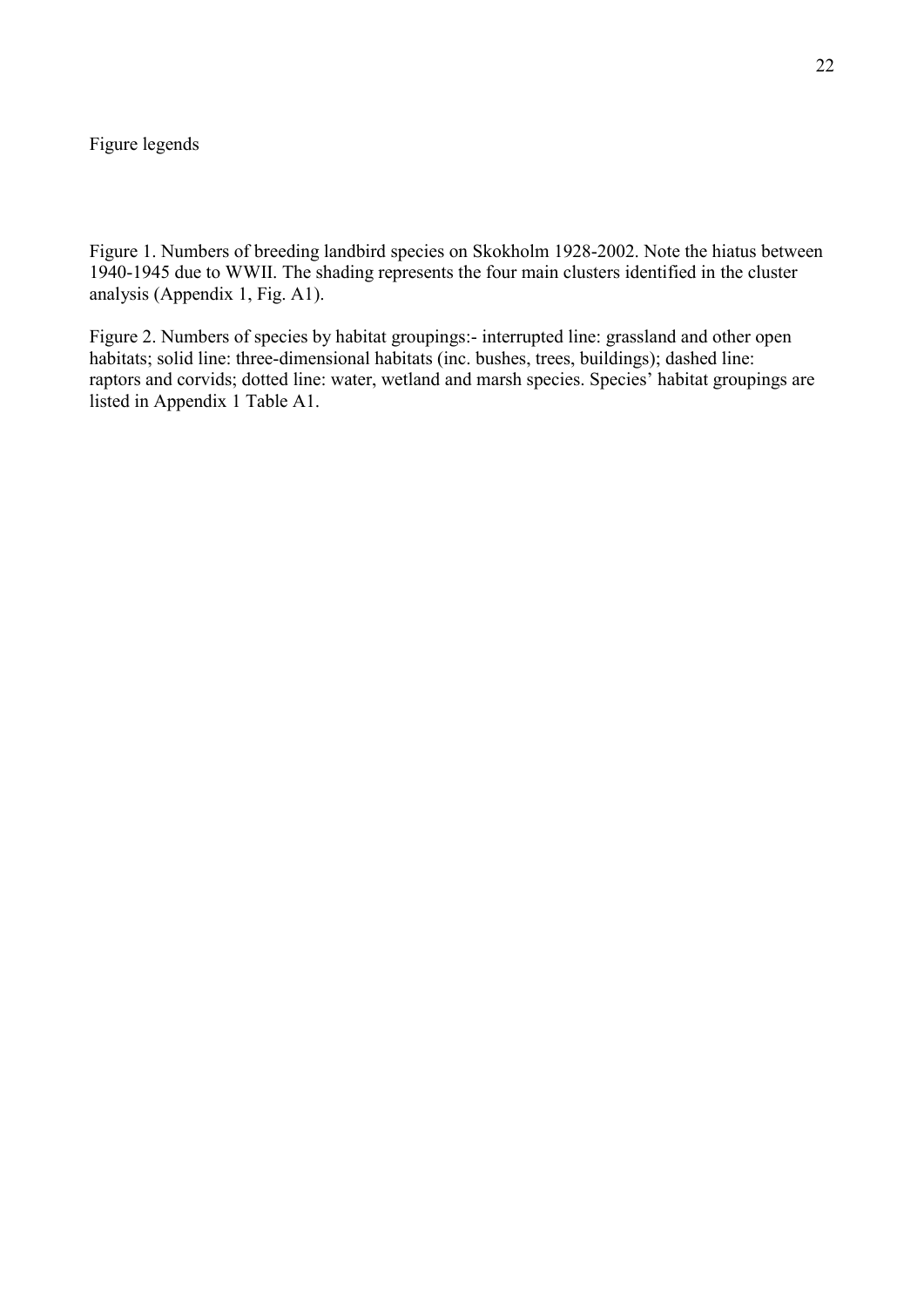Figure legends

Figure 1. Numbers of breeding landbird species on Skokholm 1928-2002. Note the hiatus between 1940-1945 due to WWII. The shading represents the four main clusters identified in the cluster analysis (Appendix 1, Fig. A1).

Figure 2. Numbers of species by habitat groupings:- interrupted line: grassland and other open habitats; solid line: three-dimensional habitats (inc. bushes, trees, buildings); dashed line: raptors and corvids; dotted line: water, wetland and marsh species. Species' habitat groupings are listed in Appendix 1 Table A1.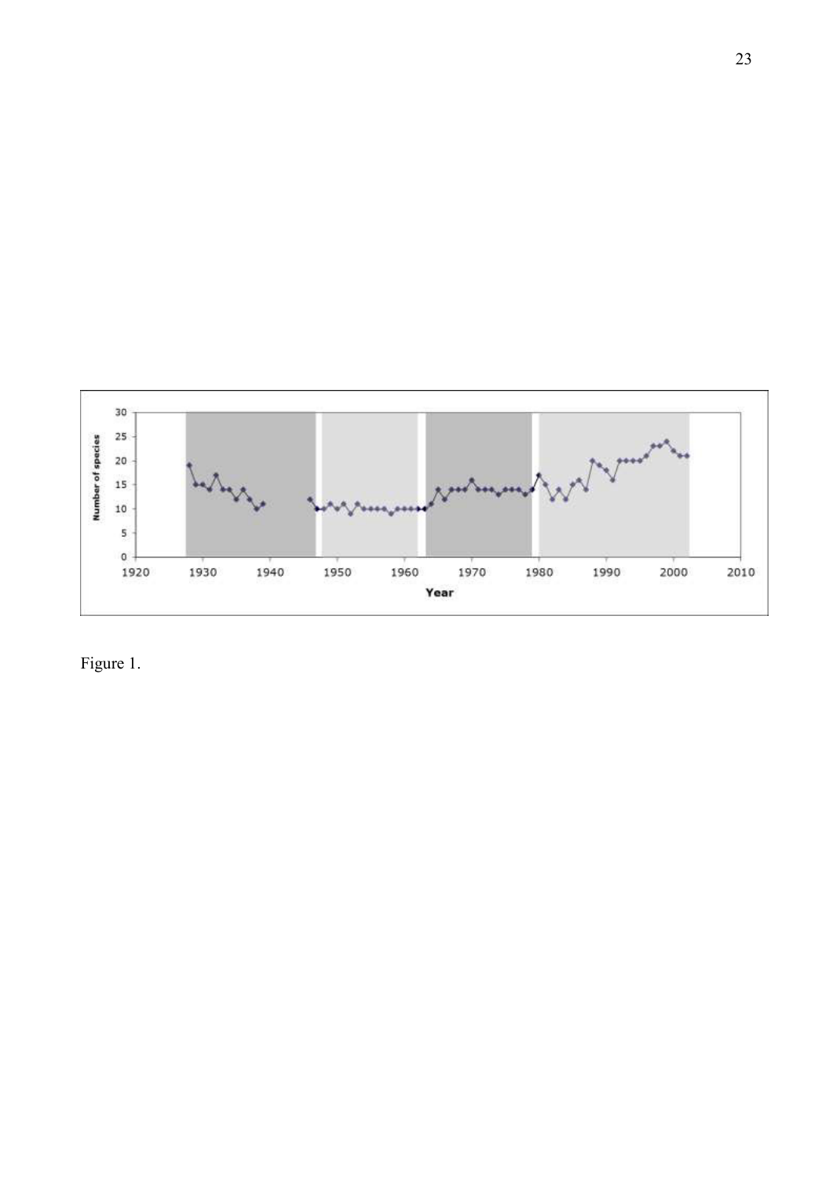Figure 1.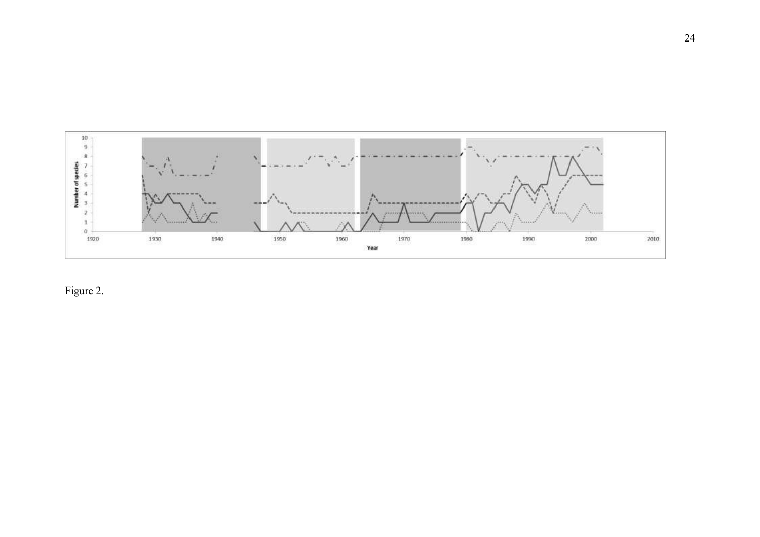10
9
8
7
6
5
4
3
2
1
0

Number of species

1920
1930
1940
1950
1960
1970
1980
1990
2000
2010

Year

Figure 2.